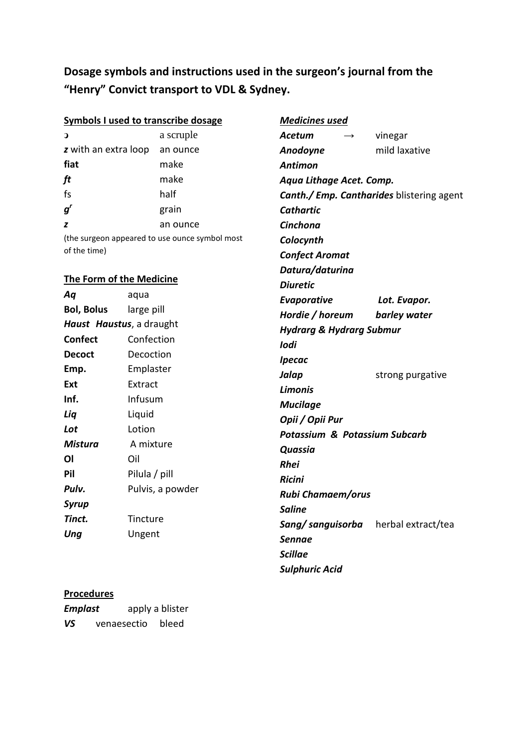## Dosage symbols and instructions used in the surgeon's journal from the "Henry" Convict transport to VDL & Sydney.

### Symbols I used to transcribe dosage

| | |
|---|---|
| ɔ | a scruple |
| ***z*** with an extra loop | an ounce |
| **fiat** | make |
| ***ft*** | make |
| fs | half |
| ***g*^r^** | grain |
| ***z*** | an ounce |

(the surgeon appeared to use ounce symbol most of the time)

### The Form of the Medicine

| | |
|---|---|
| ***Aq*** | aqua |
| **Bol, Bolus** | large pill |
| ***Haust Haustus***, a draught | |
| **Confect** | Confection |
| **Decoct** | Decoction |
| **Emp.** | Emplaster |
| **Ext** | Extract |
| **Inf.** | Infusum |
| ***Liq*** | Liquid |
| ***Lot*** | Lotion |
| ***Mistura*** | A mixture |
| **Ol** | Oil |
| **Pil** | Pilula / pill |
| ***Pulv.*** | Pulvis, a powder |
| ***Syrup*** | |
| ***Tinct.*** | Tincture |
| ***Ung*** | Ungent |

### Medicines used

| | |
|---|---|
| ***Acetum*** → | vinegar |
| ***Anodoyne*** | mild laxative |
| ***Antimon*** | |
| ***Aqua Lithage Acet. Comp.*** | |
| ***Canth./ Emp. Cantharides*** blistering agent | |
| ***Cathartic*** | |
| ***Cinchona*** | |
| ***Colocynth*** | |
| ***Confect Aromat*** | |
| ***Datura/daturina*** | |
| ***Diuretic*** | |
| ***Evaporative*** | ***Lot. Evapor.*** |
| ***Hordie / horeum*** | ***barley water*** |
| ***Hydrarg & Hydrarg Submur*** | |
| ***Iodi*** | |
| ***Ipecac*** | |
| ***Jalap*** | strong purgative |
| ***Limonis*** | |
| ***Mucilage*** | |
| ***Opii / Opii Pur*** | |
| ***Potassium & Potassium Subcarb*** | |
| ***Quassia*** | |
| ***Rhei*** | |
| ***Ricini*** | |
| ***Rubi Chamaem/orus*** | |
| ***Saline*** | |
| ***Sang/ sanguisorba*** | herbal extract/tea |
| ***Sennae*** | |
| ***Scillae*** | |
| ***Sulphuric Acid*** | |

### Procedures

| | |
|---|---|
| ***Emplast*** | apply a blister |
| ***VS*** venaesectio | bleed |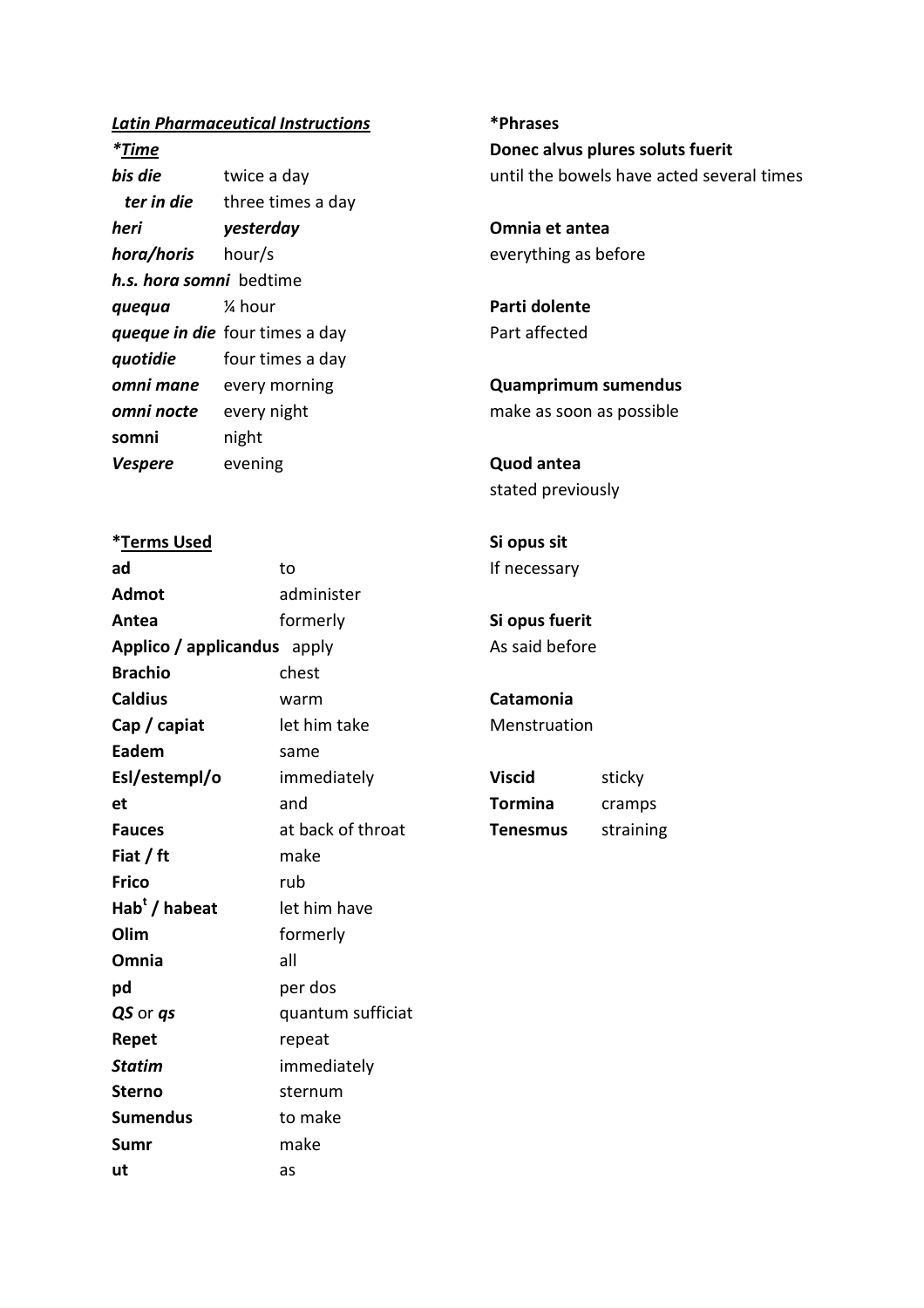***Latin Pharmaceutical Instructions***

***Time***

| | |
|---|---|
| ***bis die*** | twice a day |
| ***ter in die*** | three times a day |
| ***heri*** | ***yesterday*** |
| ***hora/horis*** | hour/s |
| ***h.s. hora somni*** | bedtime |
| ***quequa*** | ¼ hour |
| ***queque in die*** | four times a day |
| ***quotidie*** | four times a day |
| ***omni mane*** | every morning |
| ***omni nocte*** | every night |
| **somni** | night |
| ***Vespere*** | evening |

***Terms Used***

| | |
|---|---|
| **ad** | to |
| **Admot** | administer |
| **Antea** | formerly |
| **Applico / applicandus** | apply |
| **Brachio** | chest |
| **Caldius** | warm |
| **Cap / capiat** | let him take |
| **Eadem** | same |
| **Esl/estempl/o** | immediately |
| **et** | and |
| **Fauces** | at back of throat |
| **Fiat / ft** | make |
| **Frico** | rub |
| **Hab[t] / habeat** | let him have |
| **Olim** | formerly |
| **Omnia** | all |
| **pd** | per dos |
| ***QS*** or ***qs*** | quantum sufficiat |
| **Repet** | repeat |
| ***Statim*** | immediately |
| **Sterno** | sternum |
| **Sumendus** | to make |
| **Sumr** | make |
| **ut** | as |

***Phrases**

**Donec alvus plures soluts fuerit**
until the bowels have acted several times

**Omnia et antea**
everything as before

**Parti dolente**
Part affected

**Quamprimum sumendus**
make as soon as possible

**Quod antea**
stated previously

**Si opus sit**
If necessary

**Si opus fuerit**
As said before

**Catamonia**
Menstruation

| | |
|---|---|
| **Viscid** | sticky |
| **Tormina** | cramps |
| **Tenesmus** | straining |